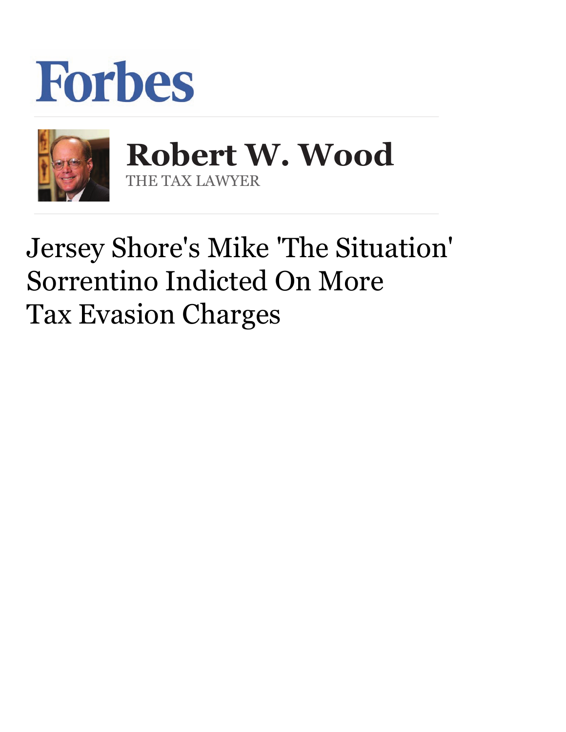Forbes

**Robert W. Wood**
THE TAX LAWYER

# Jersey Shore's Mike 'The Situation' Sorrentino Indicted On More Tax Evasion Charges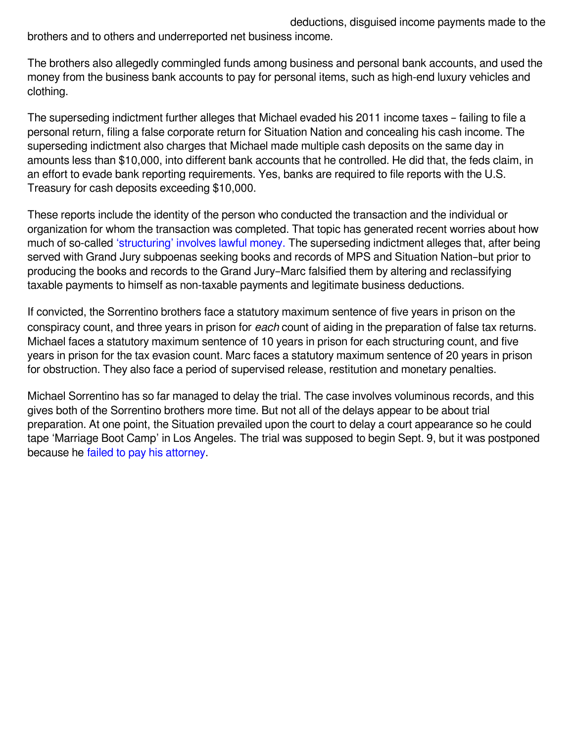deductions, disguised income payments made to the brothers and to others and underreported net business income.

The brothers also allegedly commingled funds among business and personal bank accounts, and used the money from the business bank accounts to pay for personal items, such as high-end luxury vehicles and clothing.

The superseding indictment further alleges that Michael evaded his 2011 income taxes – failing to file a personal return, filing a false corporate return for Situation Nation and concealing his cash income. The superseding indictment also charges that Michael made multiple cash deposits on the same day in amounts less than $10,000, into different bank accounts that he controlled. He did that, the feds claim, in an effort to evade bank reporting requirements. Yes, banks are required to file reports with the U.S. Treasury for cash deposits exceeding $10,000.

These reports include the identity of the person who conducted the transaction and the individual or organization for whom the transaction was completed. That topic has generated recent worries about how much of so-called 'structuring' involves lawful money. The superseding indictment alleges that, after being served with Grand Jury subpoenas seeking books and records of MPS and Situation Nation–but prior to producing the books and records to the Grand Jury–Marc falsified them by altering and reclassifying taxable payments to himself as non-taxable payments and legitimate business deductions.

If convicted, the Sorrentino brothers face a statutory maximum sentence of five years in prison on the conspiracy count, and three years in prison for *each* count of aiding in the preparation of false tax returns. Michael faces a statutory maximum sentence of 10 years in prison for each structuring count, and five years in prison for the tax evasion count. Marc faces a statutory maximum sentence of 20 years in prison for obstruction. They also face a period of supervised release, restitution and monetary penalties.

Michael Sorrentino has so far managed to delay the trial. The case involves voluminous records, and this gives both of the Sorrentino brothers more time. But not all of the delays appear to be about trial preparation. At one point, the Situation prevailed upon the court to delay a court appearance so he could tape 'Marriage Boot Camp' in Los Angeles. The trial was supposed to begin Sept. 9, but it was postponed because he failed to pay his attorney.